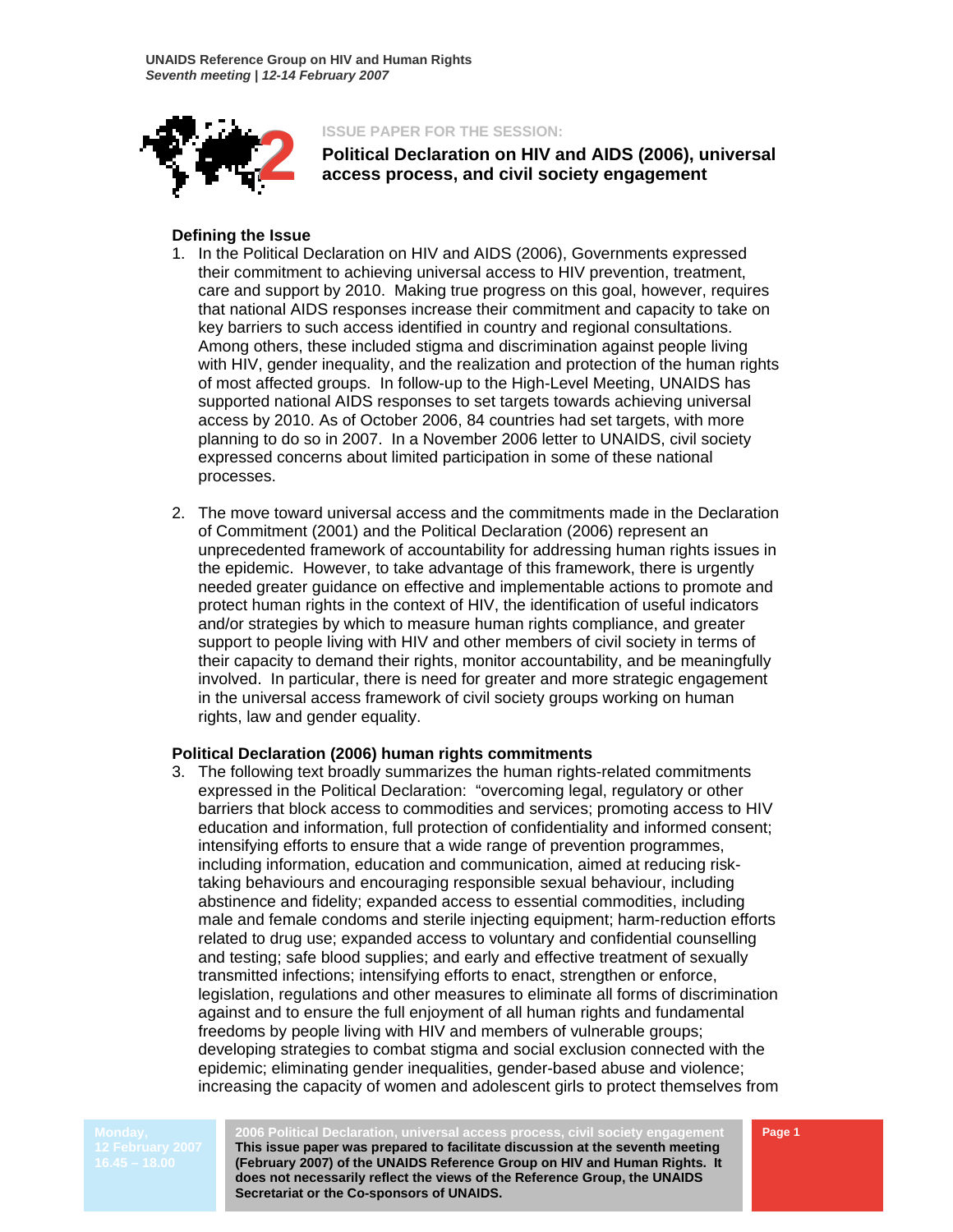UNAIDS Reference Group on HIV and Human Rights
*Seventh meeting | 12-14 February 2007*

ISSUE PAPER FOR THE SESSION:

# Political Declaration on HIV and AIDS (2006), universal access process, and civil society engagement

## Defining the Issue

1. In the Political Declaration on HIV and AIDS (2006), Governments expressed their commitment to achieving universal access to HIV prevention, treatment, care and support by 2010. Making true progress on this goal, however, requires that national AIDS responses increase their commitment and capacity to take on key barriers to such access identified in country and regional consultations. Among others, these included stigma and discrimination against people living with HIV, gender inequality, and the realization and protection of the human rights of most affected groups. In follow-up to the High-Level Meeting, UNAIDS has supported national AIDS responses to set targets towards achieving universal access by 2010. As of October 2006, 84 countries had set targets, with more planning to do so in 2007. In a November 2006 letter to UNAIDS, civil society expressed concerns about limited participation in some of these national processes.

2. The move toward universal access and the commitments made in the Declaration of Commitment (2001) and the Political Declaration (2006) represent an unprecedented framework of accountability for addressing human rights issues in the epidemic. However, to take advantage of this framework, there is urgently needed greater guidance on effective and implementable actions to promote and protect human rights in the context of HIV, the identification of useful indicators and/or strategies by which to measure human rights compliance, and greater support to people living with HIV and other members of civil society in terms of their capacity to demand their rights, monitor accountability, and be meaningfully involved. In particular, there is need for greater and more strategic engagement in the universal access framework of civil society groups working on human rights, law and gender equality.

## Political Declaration (2006) human rights commitments

3. The following text broadly summarizes the human rights-related commitments expressed in the Political Declaration: "overcoming legal, regulatory or other barriers that block access to commodities and services; promoting access to HIV education and information, full protection of confidentiality and informed consent; intensifying efforts to ensure that a wide range of prevention programmes, including information, education and communication, aimed at reducing risk-taking behaviours and encouraging responsible sexual behaviour, including abstinence and fidelity; expanded access to essential commodities, including male and female condoms and sterile injecting equipment; harm-reduction efforts related to drug use; expanded access to voluntary and confidential counselling and testing; safe blood supplies; and early and effective treatment of sexually transmitted infections; intensifying efforts to enact, strengthen or enforce, legislation, regulations and other measures to eliminate all forms of discrimination against and to ensure the full enjoyment of all human rights and fundamental freedoms by people living with HIV and members of vulnerable groups; developing strategies to combat stigma and social exclusion connected with the epidemic; eliminating gender inequalities, gender-based abuse and violence; increasing the capacity of women and adolescent girls to protect themselves from

Monday,
12 February 2007
16.45 – 18.00

**2006 Political Declaration, universal access process, civil society engagement**
**This issue paper was prepared to facilitate discussion at the seventh meeting (February 2007) of the UNAIDS Reference Group on HIV and Human Rights. It does not necessarily reflect the views of the Reference Group, the UNAIDS Secretariat or the Co-sponsors of UNAIDS.**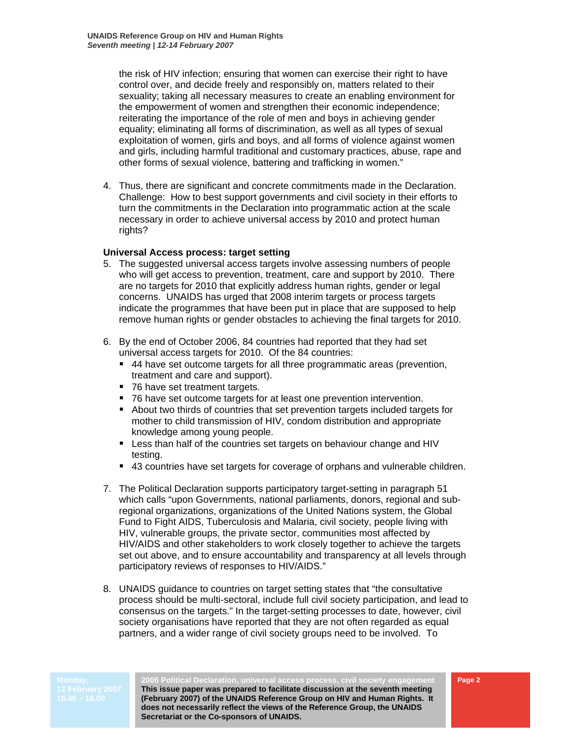the risk of HIV infection; ensuring that women can exercise their right to have control over, and decide freely and responsibly on, matters related to their sexuality; taking all necessary measures to create an enabling environment for the empowerment of women and strengthen their economic independence; reiterating the importance of the role of men and boys in achieving gender equality; eliminating all forms of discrimination, as well as all types of sexual exploitation of women, girls and boys, and all forms of violence against women and girls, including harmful traditional and customary practices, abuse, rape and other forms of sexual violence, battering and trafficking in women."

4. Thus, there are significant and concrete commitments made in the Declaration. Challenge: How to best support governments and civil society in their efforts to turn the commitments in the Declaration into programmatic action at the scale necessary in order to achieve universal access by 2010 and protect human rights?

**Universal Access process: target setting**

5. The suggested universal access targets involve assessing numbers of people who will get access to prevention, treatment, care and support by 2010. There are no targets for 2010 that explicitly address human rights, gender or legal concerns. UNAIDS has urged that 2008 interim targets or process targets indicate the programmes that have been put in place that are supposed to help remove human rights or gender obstacles to achieving the final targets for 2010.

6. By the end of October 2006, 84 countries had reported that they had set universal access targets for 2010. Of the 84 countries:
   - 44 have set outcome targets for all three programmatic areas (prevention, treatment and care and support).
   - 76 have set treatment targets.
   - 76 have set outcome targets for at least one prevention intervention.
   - About two thirds of countries that set prevention targets included targets for mother to child transmission of HIV, condom distribution and appropriate knowledge among young people.
   - Less than half of the countries set targets on behaviour change and HIV testing.
   - 43 countries have set targets for coverage of orphans and vulnerable children.

7. The Political Declaration supports participatory target-setting in paragraph 51 which calls "upon Governments, national parliaments, donors, regional and sub-regional organizations, organizations of the United Nations system, the Global Fund to Fight AIDS, Tuberculosis and Malaria, civil society, people living with HIV, vulnerable groups, the private sector, communities most affected by HIV/AIDS and other stakeholders to work closely together to achieve the targets set out above, and to ensure accountability and transparency at all levels through participatory reviews of responses to HIV/AIDS."

8. UNAIDS guidance to countries on target setting states that "the consultative process should be multi-sectoral, include full civil society participation, and lead to consensus on the targets." In the target-setting processes to date, however, civil society organisations have reported that they are not often regarded as equal partners, and a wider range of civil society groups need to be involved. To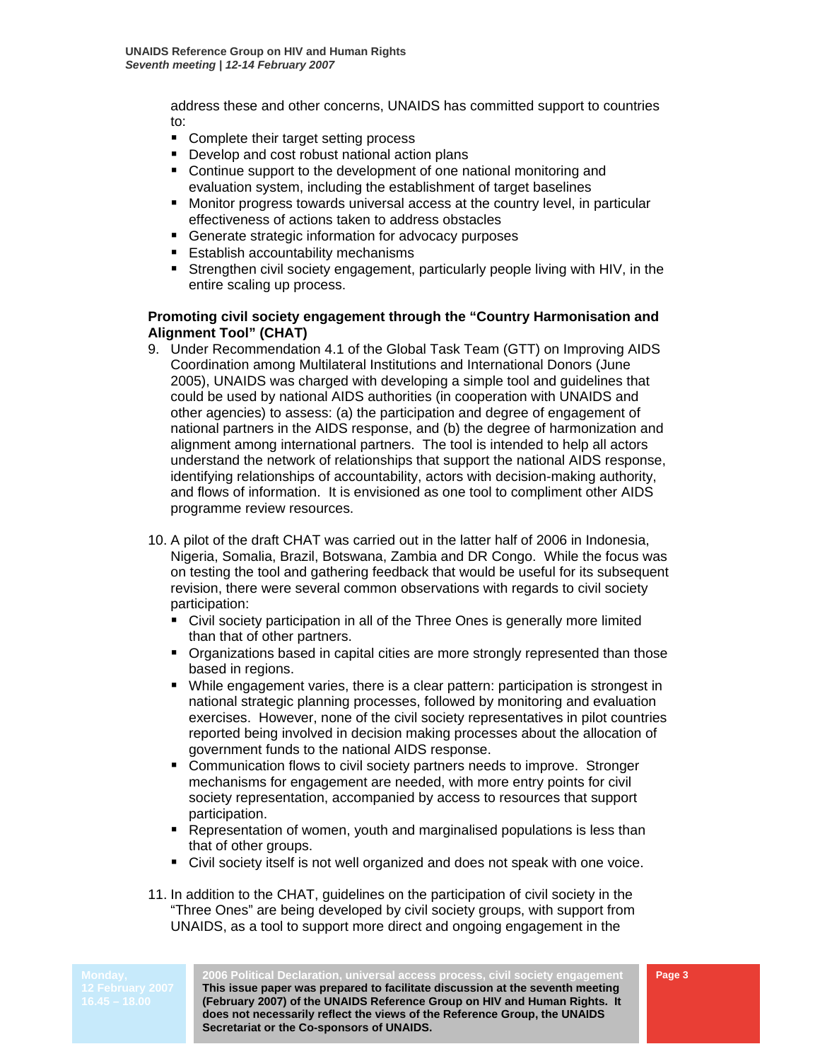address these and other concerns, UNAIDS has committed support to countries to:

- Complete their target setting process
- Develop and cost robust national action plans
- Continue support to the development of one national monitoring and evaluation system, including the establishment of target baselines
- Monitor progress towards universal access at the country level, in particular effectiveness of actions taken to address obstacles
- Generate strategic information for advocacy purposes
- Establish accountability mechanisms
- Strengthen civil society engagement, particularly people living with HIV, in the entire scaling up process.

**Promoting civil society engagement through the "Country Harmonisation and Alignment Tool" (CHAT)**

9. Under Recommendation 4.1 of the Global Task Team (GTT) on Improving AIDS Coordination among Multilateral Institutions and International Donors (June 2005), UNAIDS was charged with developing a simple tool and guidelines that could be used by national AIDS authorities (in cooperation with UNAIDS and other agencies) to assess: (a) the participation and degree of engagement of national partners in the AIDS response, and (b) the degree of harmonization and alignment among international partners. The tool is intended to help all actors understand the network of relationships that support the national AIDS response, identifying relationships of accountability, actors with decision-making authority, and flows of information. It is envisioned as one tool to compliment other AIDS programme review resources.

10. A pilot of the draft CHAT was carried out in the latter half of 2006 in Indonesia, Nigeria, Somalia, Brazil, Botswana, Zambia and DR Congo. While the focus was on testing the tool and gathering feedback that would be useful for its subsequent revision, there were several common observations with regards to civil society participation:
    - Civil society participation in all of the Three Ones is generally more limited than that of other partners.
    - Organizations based in capital cities are more strongly represented than those based in regions.
    - While engagement varies, there is a clear pattern: participation is strongest in national strategic planning processes, followed by monitoring and evaluation exercises. However, none of the civil society representatives in pilot countries reported being involved in decision making processes about the allocation of government funds to the national AIDS response.
    - Communication flows to civil society partners needs to improve. Stronger mechanisms for engagement are needed, with more entry points for civil society representation, accompanied by access to resources that support participation.
    - Representation of women, youth and marginalised populations is less than that of other groups.
    - Civil society itself is not well organized and does not speak with one voice.

11. In addition to the CHAT, guidelines on the participation of civil society in the "Three Ones" are being developed by civil society groups, with support from UNAIDS, as a tool to support more direct and ongoing engagement in the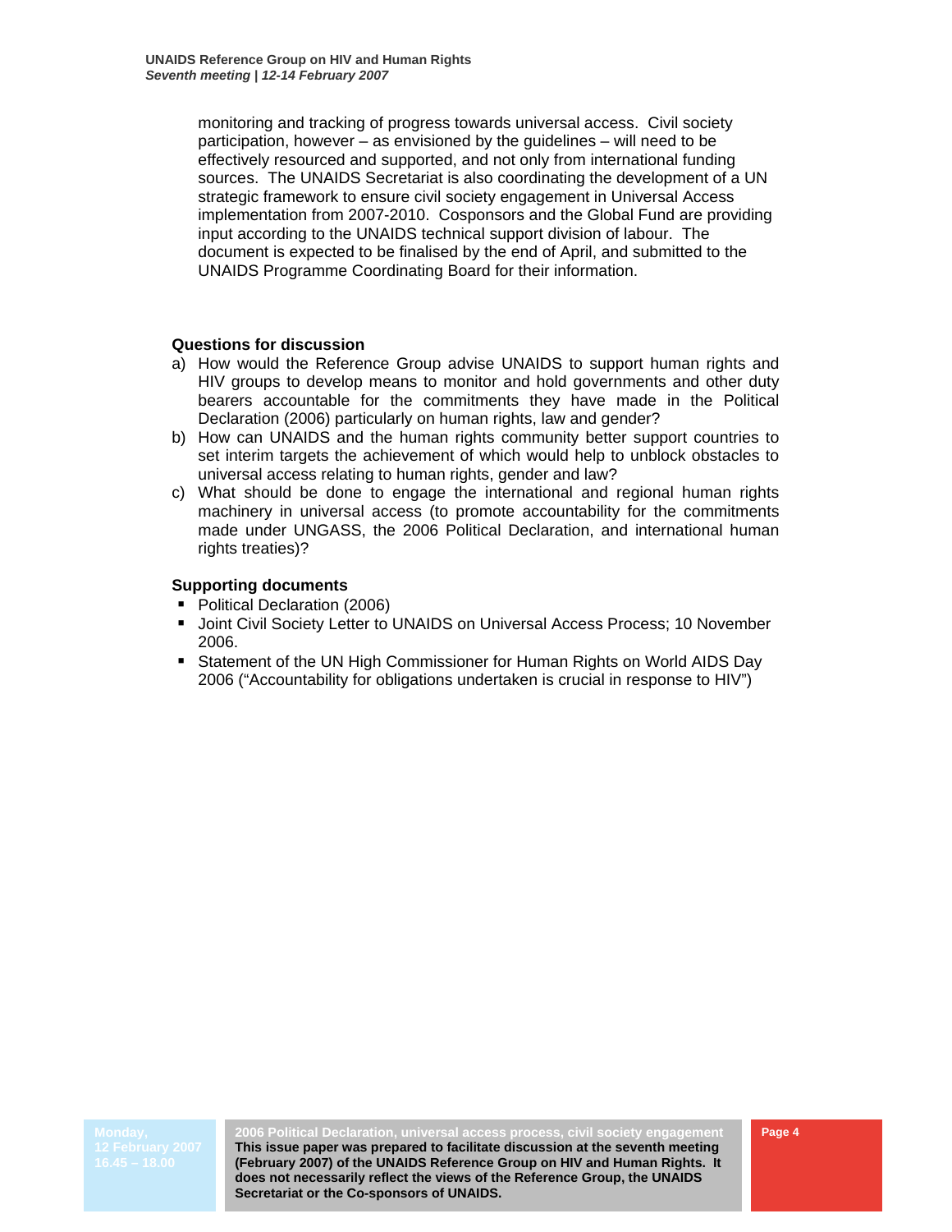monitoring and tracking of progress towards universal access. Civil society participation, however – as envisioned by the guidelines – will need to be effectively resourced and supported, and not only from international funding sources. The UNAIDS Secretariat is also coordinating the development of a UN strategic framework to ensure civil society engagement in Universal Access implementation from 2007-2010. Cosponsors and the Global Fund are providing input according to the UNAIDS technical support division of labour. The document is expected to be finalised by the end of April, and submitted to the UNAIDS Programme Coordinating Board for their information.

**Questions for discussion**

a) How would the Reference Group advise UNAIDS to support human rights and HIV groups to develop means to monitor and hold governments and other duty bearers accountable for the commitments they have made in the Political Declaration (2006) particularly on human rights, law and gender?
b) How can UNAIDS and the human rights community better support countries to set interim targets the achievement of which would help to unblock obstacles to universal access relating to human rights, gender and law?
c) What should be done to engage the international and regional human rights machinery in universal access (to promote accountability for the commitments made under UNGASS, the 2006 Political Declaration, and international human rights treaties)?

**Supporting documents**

- Political Declaration (2006)
- Joint Civil Society Letter to UNAIDS on Universal Access Process; 10 November 2006.
- Statement of the UN High Commissioner for Human Rights on World AIDS Day 2006 ("Accountability for obligations undertaken is crucial in response to HIV")

**This issue paper was prepared to facilitate discussion at the seventh meeting (February 2007) of the UNAIDS Reference Group on HIV and Human Rights. It does not necessarily reflect the views of the Reference Group, the UNAIDS Secretariat or the Co-sponsors of UNAIDS.**